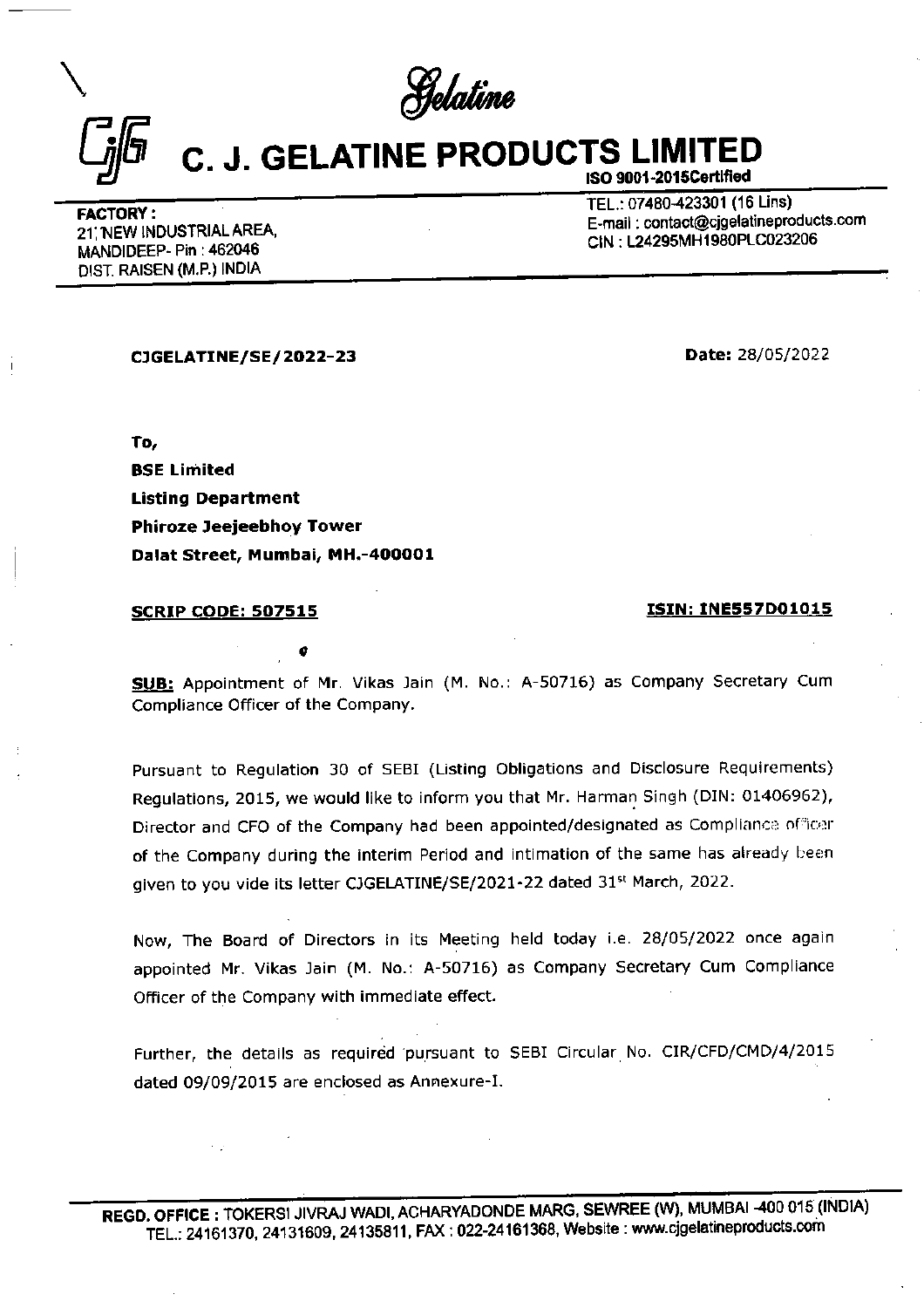Gelatine

# C. J. GELATINE PRODUCTS LIMITED

ISO 9001-2015Certified

**FACTORY:**
21, NEW INDUSTRIAL AREA,
MANDIDEEP- Pin : 462046
DIST. RAISEN (M.P.) INDIA

TEL.: 07480-423301 (16 Lins)
E-mail : contact@cjgelatineproducts.com
CIN : L24295MH1980PLC023206

**CJGELATINE/SE/2022-23** **Date:** 28/05/2022

To,
**BSE Limited**
**Listing Department**
**Phiroze Jeejeebhoy Tower**
**Dalat Street, Mumbai, MH.-400001**

**SCRIP CODE: 507515** **ISIN: INE557D01015**

**SUB:** Appointment of Mr. Vikas Jain (M. No.: A-50716) as Company Secretary Cum Compliance Officer of the Company.

Pursuant to Regulation 30 of SEBI (Listing Obligations and Disclosure Requirements) Regulations, 2015, we would like to inform you that Mr. Harman Singh (DIN: 01406962), Director and CFO of the Company had been appointed/designated as Compliance officer of the Company during the interim Period and intimation of the same has already been given to you vide its letter CJGELATINE/SE/2021-22 dated 31st March, 2022.

Now, The Board of Directors in its Meeting held today i.e. 28/05/2022 once again appointed Mr. Vikas Jain (M. No.: A-50716) as Company Secretary Cum Compliance Officer of the Company with immediate effect.

Further, the details as required pursuant to SEBI Circular No. CIR/CFD/CMD/4/2015 dated 09/09/2015 are enclosed as Annexure-I.

**REGD. OFFICE :** TOKERSI JIVRAJ WADI, ACHARYADONDE MARG, SEWREE (W), MUMBAI -400 015 (INDIA)
TEL.: 24161370, 24131609, 24135811, FAX : 022-24161368, Website : www.cjgelatineproducts.com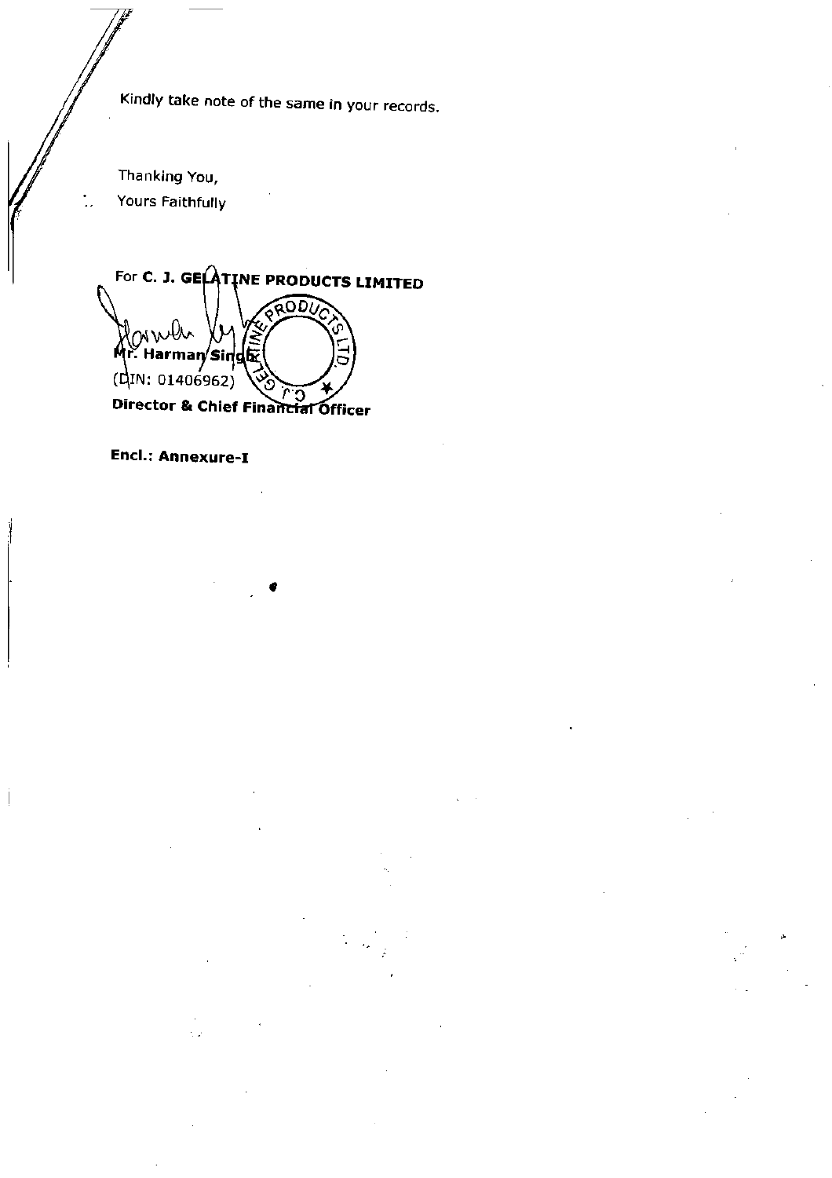Kindly take note of the same in your records.

Thanking You,

Yours Faithfully

For **C. J. GELATINE PRODUCTS LIMITED**

**Mr. Harman Singh**

(DIN: 01406962)

**Director & Chief Financial Officer**

**Encl.: Annexure-I**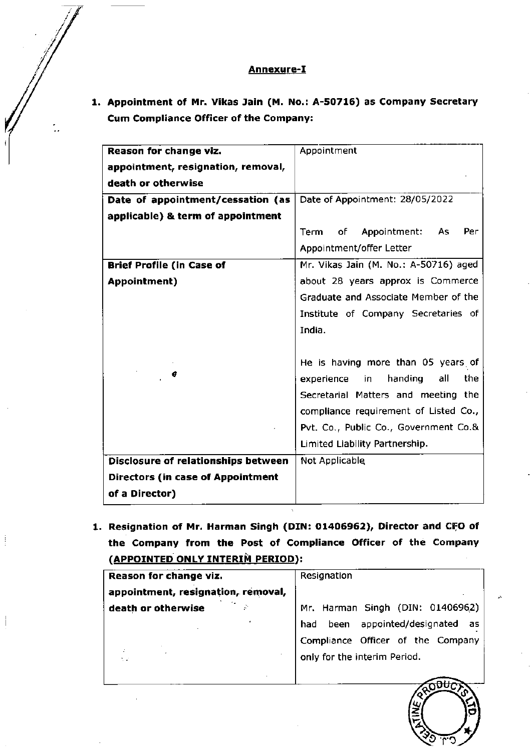## Annexure-I

**1. Appointment of Mr. Vikas Jain (M. No.: A-50716) as Company Secretary Cum Compliance Officer of the Company:**

| **Reason for change viz. appointment, resignation, removal, death or otherwise** | Appointment |
|---|---|
| **Date of appointment/cessation (as applicable) & term of appointment** | Date of Appointment: 28/05/2022<br><br>Term of Appointment: As Per Appointment/offer Letter |
| **Brief Profile (in Case of Appointment)** | Mr. Vikas Jain (M. No.: A-50716) aged about 28 years approx is Commerce Graduate and Associate Member of the Institute of Company Secretaries of India.<br><br>He is having more than 05 years of experience in handing all the Secretarial Matters and meeting the compliance requirement of Listed Co., Pvt. Co., Public Co., Government Co.& Limited Liability Partnership. |
| **Disclosure of relationships between Directors (in case of Appointment of a Director)** | Not Applicable |

**1. Resignation of Mr. Harman Singh (DIN: 01406962), Director and CFO of the Company from the Post of Compliance Officer of the Company (<u>APPOINTED ONLY INTERIM PERIOD</u>):**

| **Reason for change viz. appointment, resignation, removal, death or otherwise** | Resignation<br><br>Mr. Harman Singh (DIN: 01406962) had been appointed/designated as Compliance Officer of the Company only for the interim Period. |
|---|---|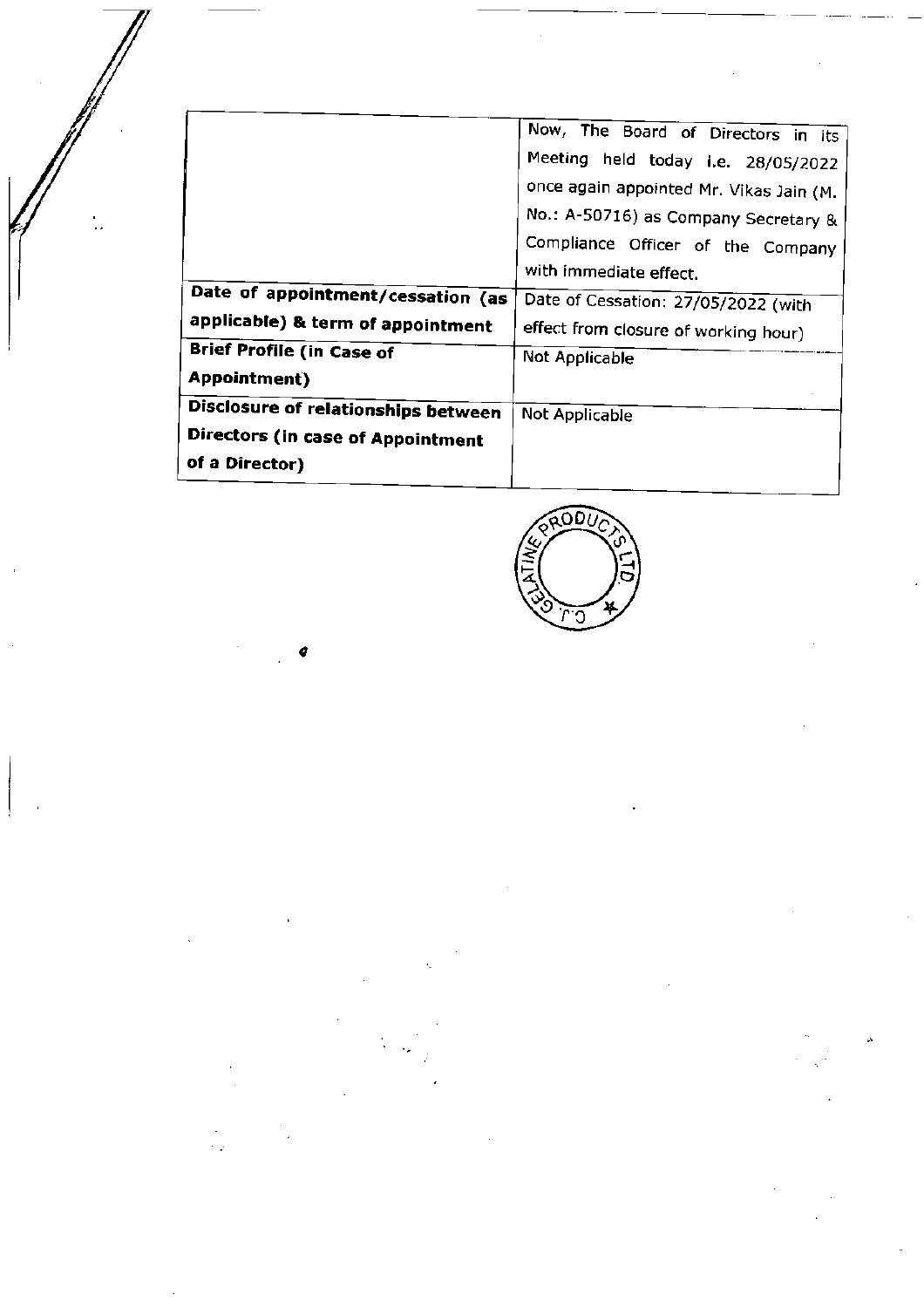| | |
|---|---|
| | Now, The Board of Directors in its Meeting held today i.e. 28/05/2022 once again appointed Mr. Vikas Jain (M. No.: A-50716) as Company Secretary & Compliance Officer of the Company with immediate effect. |
| **Date of appointment/cessation (as applicable) & term of appointment** | Date of Cessation: 27/05/2022 (with effect from closure of working hour) |
| **Brief Profile (in Case of Appointment)** | Not Applicable |
| **Disclosure of relationships between Directors (in case of Appointment of a Director)** | Not Applicable |

C.J. GELATINE PRODUCTS LTD.